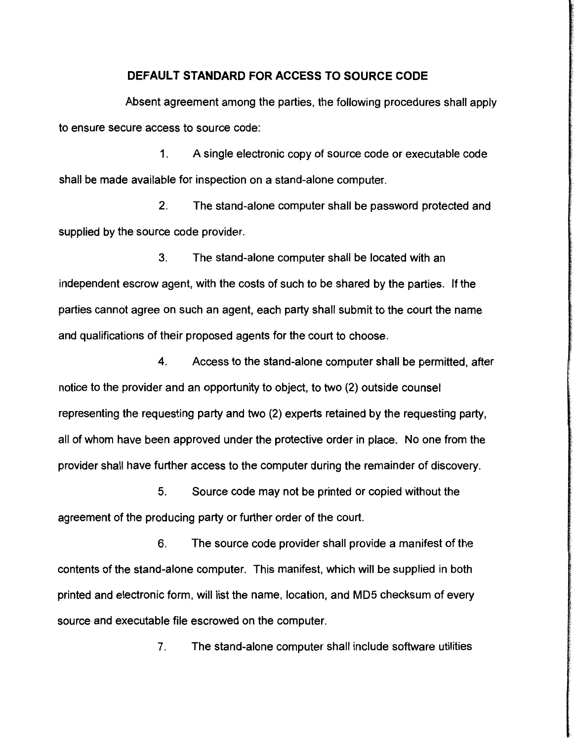## DEFAULT STANDARD FOR ACCESS TO SOURCE CODE

Absent agreement among the parties, the following procedures shall apply to ensure secure access to source code:

1. A single electronic copy of source code or executable code shall be made available for inspection on a stand-alone computer.

2. The stand-alone computer shall be password protected and supplied by the source code provider.

3. The stand-alone computer shall be located with an independent escrow agent, with the costs of such to be shared by the parties. If the parties cannot agree on such an agent, each party shall submit to the court the name and qualifications of their proposed agents for the court to choose.

4. Access to the stand-alone computer shall be permitted, after notice to the provider and an opportunity to object, to two (2) outside counsel representing the requesting party and two (2) experts retained by the requesting party, all of whom have been approved under the protective order in place. No one from the provider shall have further access to the computer during the remainder of discovery.

5. Source code may not be printed or copied without the agreement of the producing party or further order of the court.

6. The source code provider shall provide a manifest of the contents of the stand-alone computer. This manifest, which will be supplied in both printed and electronic form, will list the name, location, and MD5 checksum of every source and executable file escrowed on the computer.

7. The stand-alone computer shall include software utilities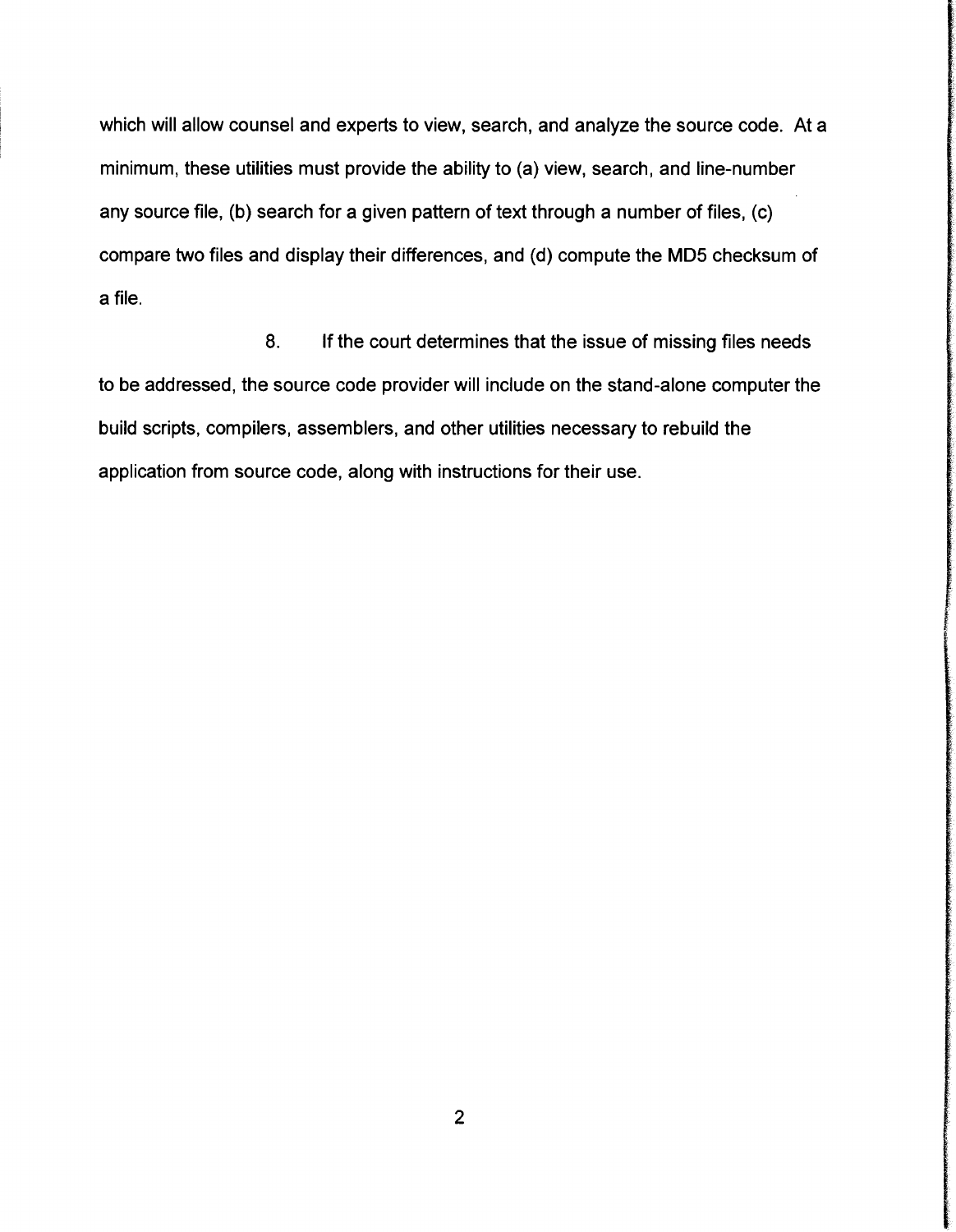which will allow counsel and experts to view, search, and analyze the source code. At a minimum, these utilities must provide the ability to (a) view, search, and line-number any source file, (b) search for a given pattern of text through a number of files, (c) compare two files and display their differences, and (d) compute the MD5 checksum of a file.

8. If the court determines that the issue of missing files needs to be addressed, the source code provider will include on the stand-alone computer the build scripts, compilers, assemblers, and other utilities necessary to rebuild the application from source code, along with instructions for their use.